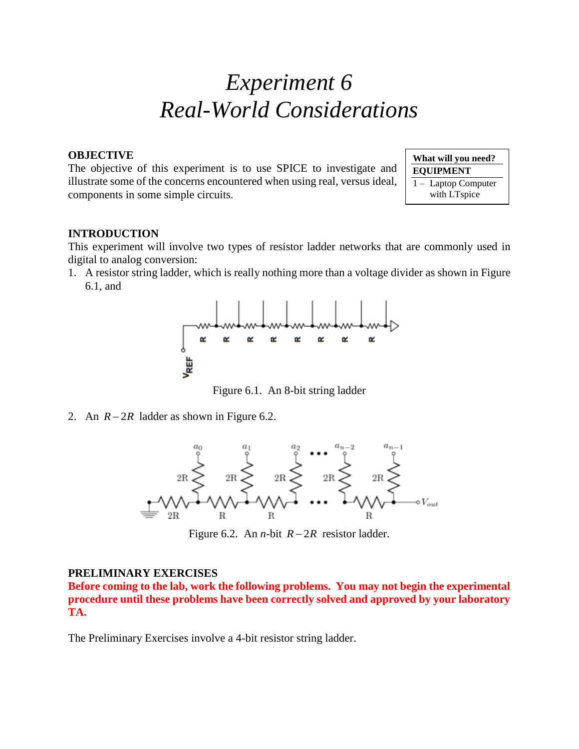# Experiment 6
# Real-World Considerations

| What will you need? |
| --- |
| **EQUIPMENT** |
| 1 – Laptop Computer with LTspice |

## OBJECTIVE

The objective of this experiment is to use SPICE to investigate and illustrate some of the concerns encountered when using real, versus ideal, components in some simple circuits.

## INTRODUCTION

This experiment will involve two types of resistor ladder networks that are commonly used in digital to analog conversion:

1. A resistor string ladder, which is really nothing more than a voltage divider as shown in Figure 6.1, and

Figure 6.1. An 8-bit string ladder

2. An $R-2R$ ladder as shown in Figure 6.2.

Figure 6.2. An $n$-bit $R-2R$ resistor ladder.

## PRELIMINARY EXERCISES

**Before coming to the lab, work the following problems. You may not begin the experimental procedure until these problems have been correctly solved and approved by your laboratory TA.**

The Preliminary Exercises involve a 4-bit resistor string ladder.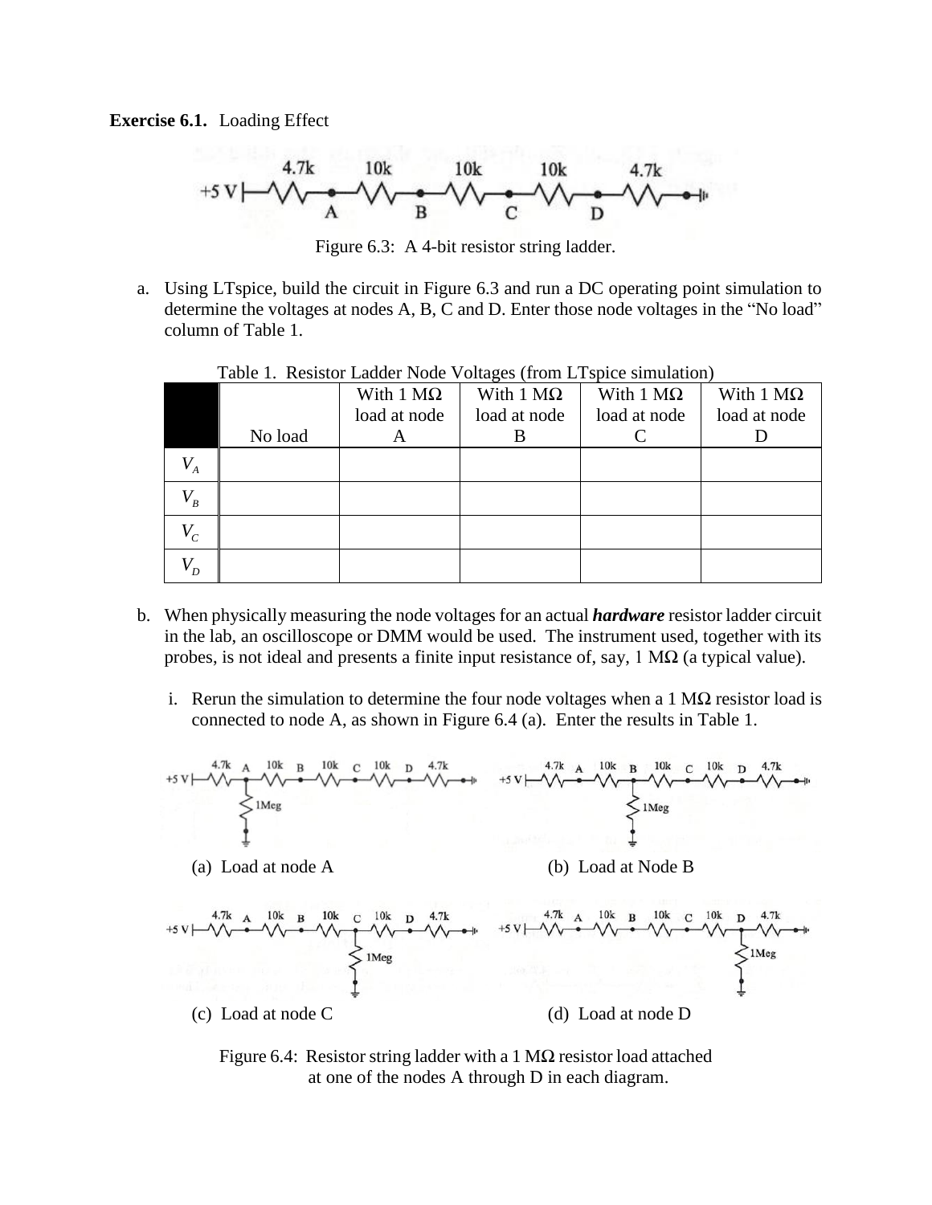**Exercise 6.1.** Loading Effect

Figure 6.3: A 4-bit resistor string ladder.

a. Using LTspice, build the circuit in Figure 6.3 and run a DC operating point simulation to determine the voltages at nodes A, B, C and D. Enter those node voltages in the "No load" column of Table 1.

Table 1. Resistor Ladder Node Voltages (from LTspice simulation)

| | No load | With 1 MΩ load at node A | With 1 MΩ load at node B | With 1 MΩ load at node C | With 1 MΩ load at node D |
|---|---|---|---|---|---|
| $V_A$ | | | | | |
| $V_B$ | | | | | |
| $V_C$ | | | | | |
| $V_D$ | | | | | |

b. When physically measuring the node voltages for an actual ***hardware*** resistor ladder circuit in the lab, an oscilloscope or DMM would be used. The instrument used, together with its probes, is not ideal and presents a finite input resistance of, say, 1 MΩ (a typical value).

   i. Rerun the simulation to determine the four node voltages when a 1 MΩ resistor load is connected to node A, as shown in Figure 6.4 (a). Enter the results in Table 1.

(a) Load at node A

(b) Load at Node B

(c) Load at node C

(d) Load at node D

Figure 6.4: Resistor string ladder with a 1 MΩ resistor load attached at one of the nodes A through D in each diagram.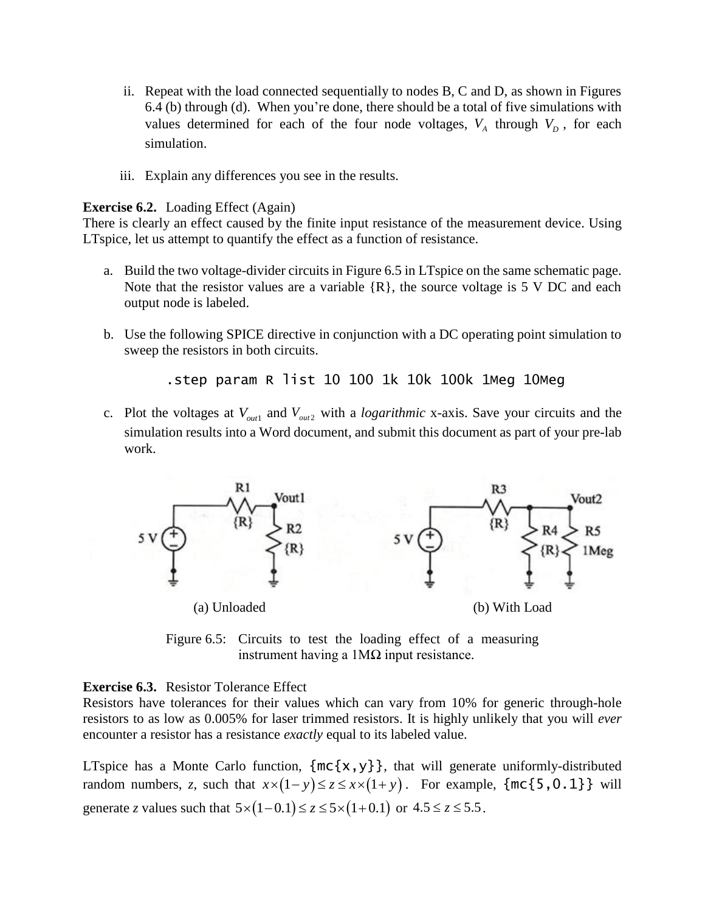ii. Repeat with the load connected sequentially to nodes B, C and D, as shown in Figures 6.4 (b) through (d). When you're done, there should be a total of five simulations with values determined for each of the four node voltages, $V_A$ through $V_D$, for each simulation.

iii. Explain any differences you see in the results.

**Exercise 6.2.** Loading Effect (Again)
There is clearly an effect caused by the finite input resistance of the measurement device. Using LTspice, let us attempt to quantify the effect as a function of resistance.

a. Build the two voltage-divider circuits in Figure 6.5 in LTspice on the same schematic page. Note that the resistor values are a variable {R}, the source voltage is 5 V DC and each output node is labeled.

b. Use the following SPICE directive in conjunction with a DC operating point simulation to sweep the resistors in both circuits.

```
.step param R list 10 100 1k 10k 100k 1Meg 10Meg
```

c. Plot the voltages at $V_{out1}$ and $V_{out2}$ with a *logarithmic* x-axis. Save your circuits and the simulation results into a Word document, and submit this document as part of your pre-lab work.

(a) Unloaded (b) With Load

Figure 6.5: Circuits to test the loading effect of a measuring instrument having a 1MΩ input resistance.

**Exercise 6.3.** Resistor Tolerance Effect
Resistors have tolerances for their values which can vary from 10% for generic through-hole resistors to as low as 0.005% for laser trimmed resistors. It is highly unlikely that you will *ever* encounter a resistor has a resistance *exactly* equal to its labeled value.

LTspice has a Monte Carlo function, `{mc{x,y}}`, that will generate uniformly-distributed random numbers, *z*, such that $x \times (1-y) \le z \le x \times (1+y)$. For example, `{mc{5,0.1}}` will generate *z* values such that $5 \times (1-0.1) \le z \le 5 \times (1+0.1)$ or $4.5 \le z \le 5.5$.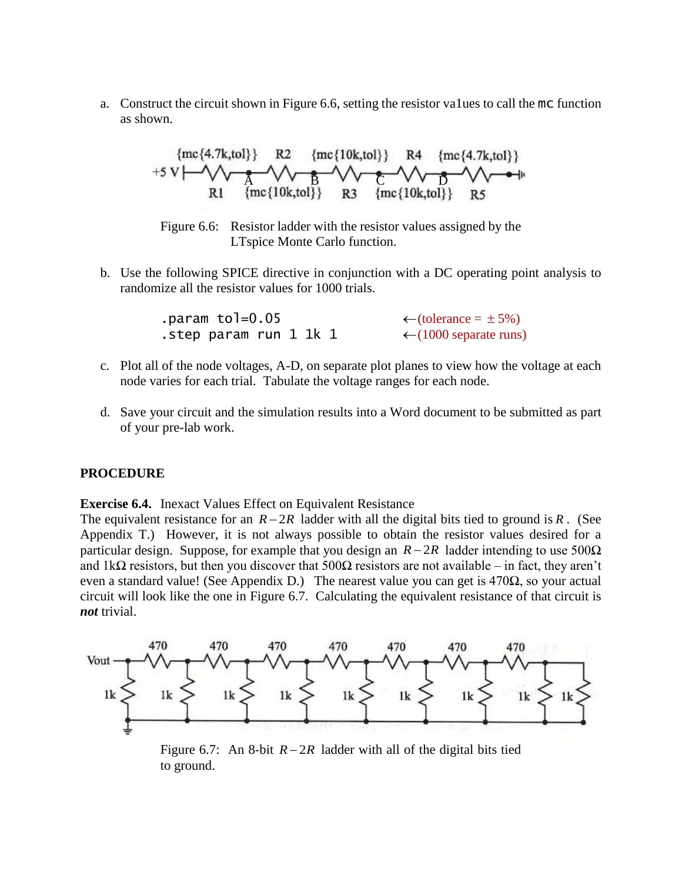a. Construct the circuit shown in Figure 6.6, setting the resistor va1ues to call the `mc` function as shown.

Figure 6.6: Resistor ladder with the resistor values assigned by the LTspice Monte Carlo function.

b. Use the following SPICE directive in conjunction with a DC operating point analysis to randomize all the resistor values for 1000 trials.

```
.param tol=0.05          ←(tolerance = ± 5%)
.step param run 1 1k 1   ←(1000 separate runs)
```

c. Plot all of the node voltages, A-D, on separate plot planes to view how the voltage at each node varies for each trial. Tabulate the voltage ranges for each node.

d. Save your circuit and the simulation results into a Word document to be submitted as part of your pre-lab work.

## PROCEDURE

**Exercise 6.4.** Inexact Values Effect on Equivalent Resistance

The equivalent resistance for an $R-2R$ ladder with all the digital bits tied to ground is $R$. (See Appendix T.) However, it is not always possible to obtain the resistor values desired for a particular design. Suppose, for example that you design an $R-2R$ ladder intending to use 500Ω and 1kΩ resistors, but then you discover that 500Ω resistors are not available – in fact, they aren't even a standard value! (See Appendix D.) The nearest value you can get is 470Ω, so your actual circuit will look like the one in Figure 6.7. Calculating the equivalent resistance of that circuit is ***not*** trivial.

Figure 6.7: An 8-bit $R-2R$ ladder with all of the digital bits tied to ground.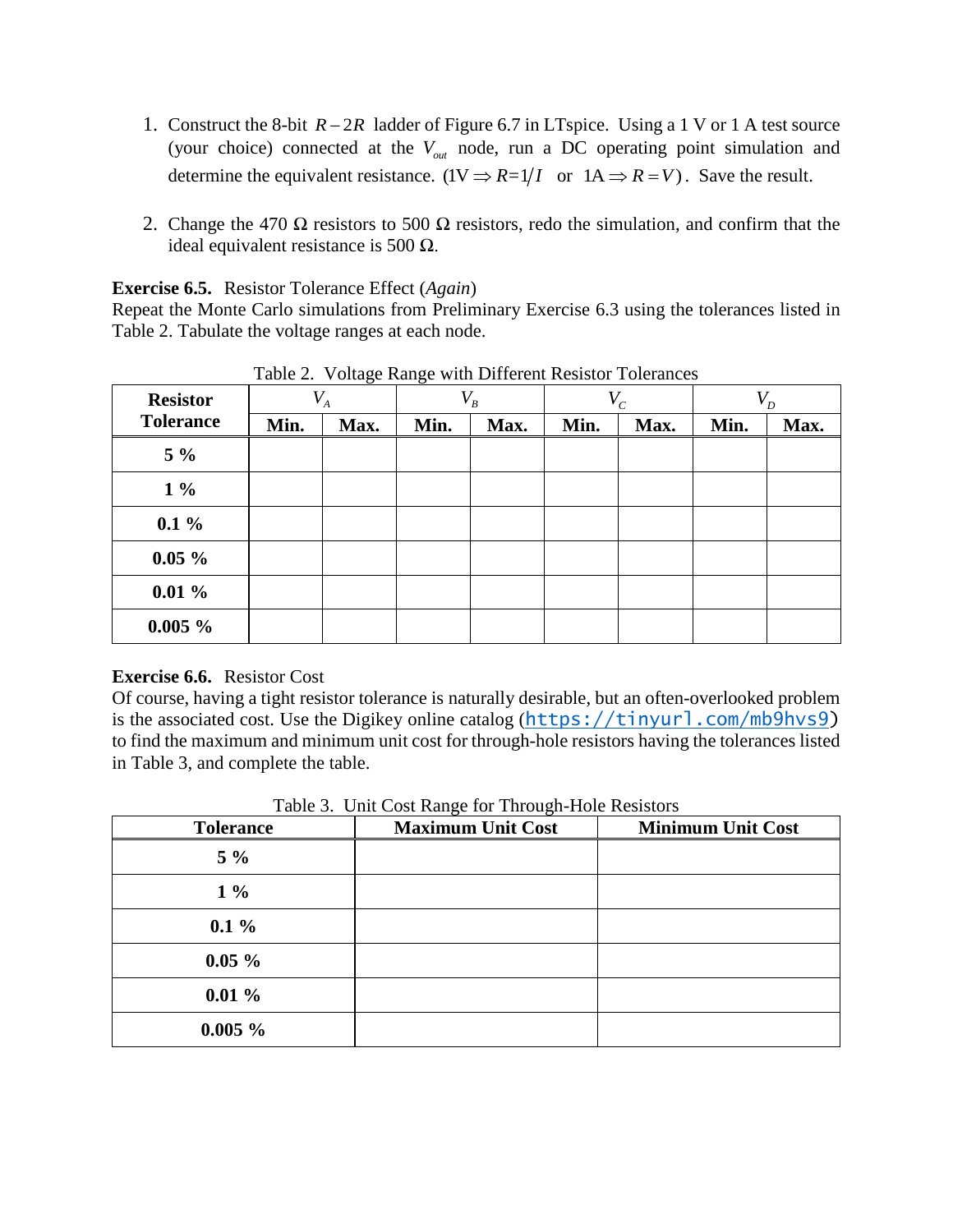1. Construct the 8-bit $R-2R$ ladder of Figure 6.7 in LTspice. Using a 1 V or 1 A test source (your choice) connected at the $V_{out}$ node, run a DC operating point simulation and determine the equivalent resistance. ($1\text{V} \Rightarrow R = 1/I$ or $1\text{A} \Rightarrow R = V$). Save the result.

2. Change the 470 Ω resistors to 500 Ω resistors, redo the simulation, and confirm that the ideal equivalent resistance is 500 Ω.

**Exercise 6.5.** Resistor Tolerance Effect (*Again*)
Repeat the Monte Carlo simulations from Preliminary Exercise 6.3 using the tolerances listed in Table 2. Tabulate the voltage ranges at each node.

Table 2. Voltage Range with Different Resistor Tolerances

| Resistor Tolerance | $V_A$ | | $V_B$ | | $V_C$ | | $V_D$ | |
|---|---|---|---|---|---|---|---|---|
| | **Min.** | **Max.** | **Min.** | **Max.** | **Min.** | **Max.** | **Min.** | **Max.** |
| **5 %** | | | | | | | | |
| **1 %** | | | | | | | | |
| **0.1 %** | | | | | | | | |
| **0.05 %** | | | | | | | | |
| **0.01 %** | | | | | | | | |
| **0.005 %** | | | | | | | | |

**Exercise 6.6.** Resistor Cost
Of course, having a tight resistor tolerance is naturally desirable, but an often-overlooked problem is the associated cost. Use the Digikey online catalog (https://tinyurl.com/mb9hvs9) to find the maximum and minimum unit cost for through-hole resistors having the tolerances listed in Table 3, and complete the table.

Table 3. Unit Cost Range for Through-Hole Resistors

| Tolerance | Maximum Unit Cost | Minimum Unit Cost |
|---|---|---|
| **5 %** | | |
| **1 %** | | |
| **0.1 %** | | |
| **0.05 %** | | |
| **0.01 %** | | |
| **0.005 %** | | |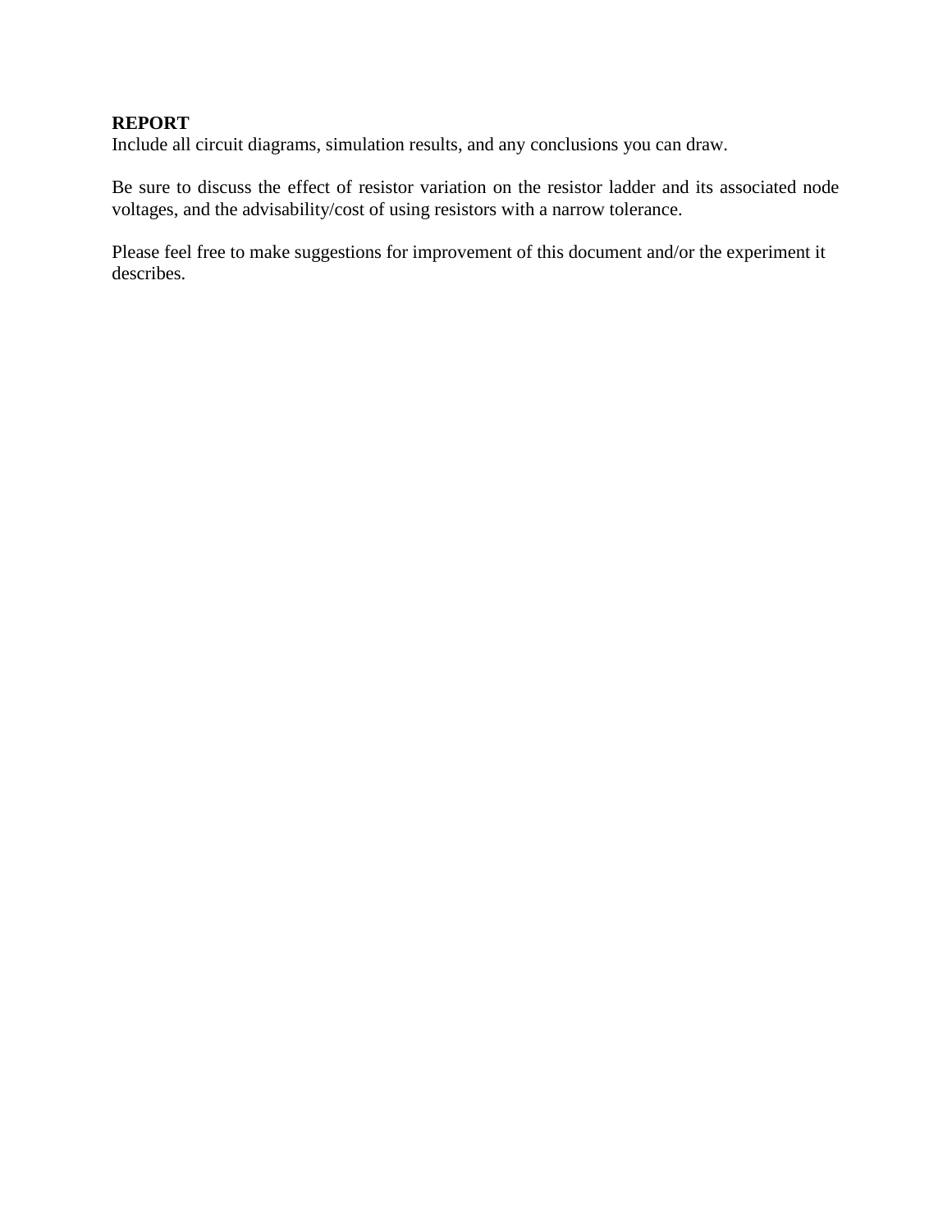**REPORT**
Include all circuit diagrams, simulation results, and any conclusions you can draw.

Be sure to discuss the effect of resistor variation on the resistor ladder and its associated node voltages, and the advisability/cost of using resistors with a narrow tolerance.

Please feel free to make suggestions for improvement of this document and/or the experiment it describes.